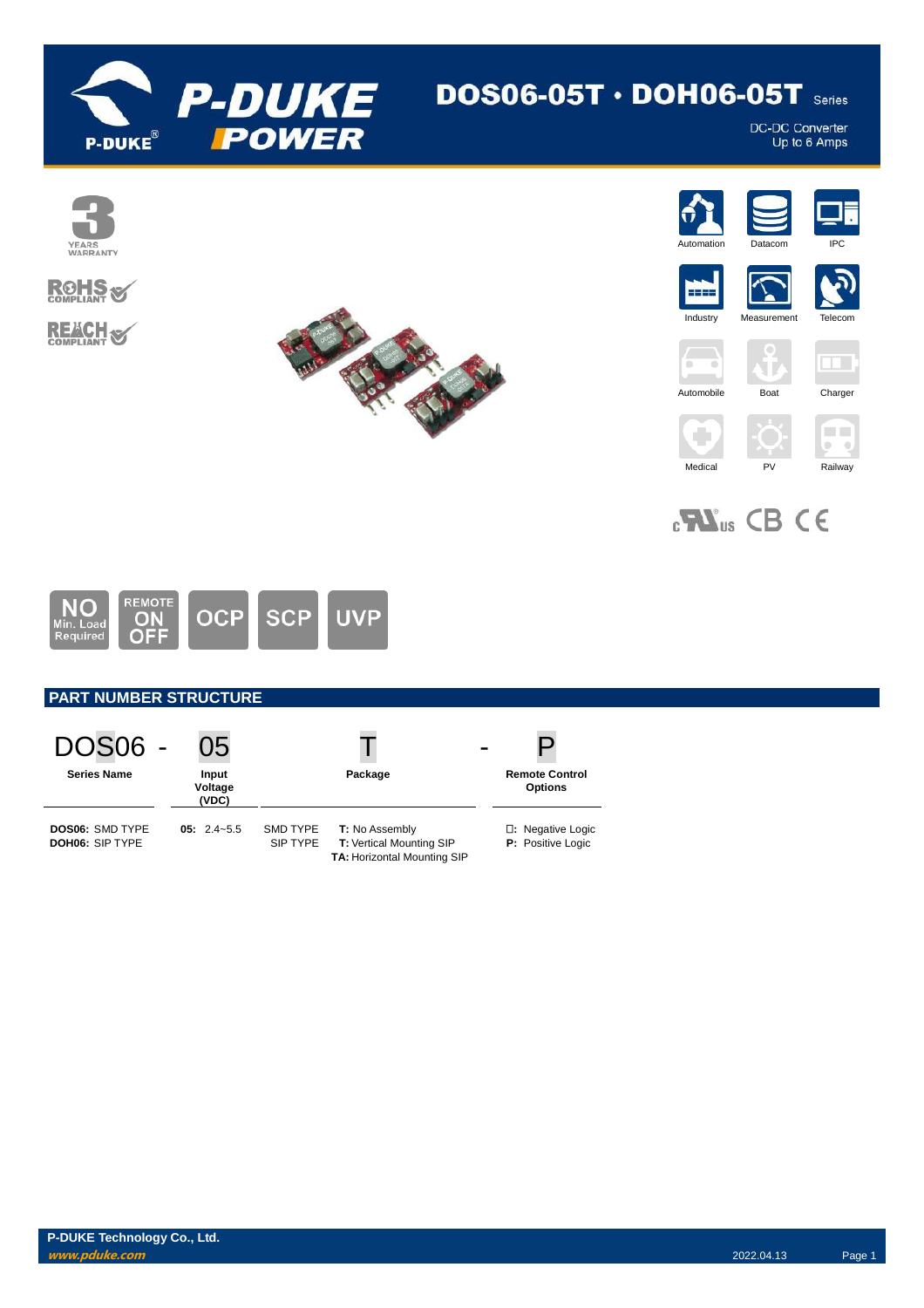# DOS06-05T • DOH06-05T Series

DC-DC Converter
Up to 6 Amps

3 YEARS WARRANTY

RoHS COMPLIANT

REACH COMPLIANT

Automation | Datacom | IPC | Industry | Measurement | Telecom | Automobile | Boat | Charger | Medical | PV | Railway

NO Min. Load Required | REMOTE ON OFF | OCP | SCP | UVP

## PART NUMBER STRUCTURE

| DOS06 - | 05 | T | - P |
|---|---|---|---|
| **Series Name** | **Input Voltage (VDC)** | **Package** | **Remote Control Options** |
| **DOS06:** SMD TYPE<br>**DOH06:** SIP TYPE | **05:** 2.4~5.5 | SMD TYPE **T:** No Assembly<br>SIP TYPE **T:** Vertical Mounting SIP<br>**TA:** Horizontal Mounting SIP | ☐: Negative Logic<br>**P:** Positive Logic |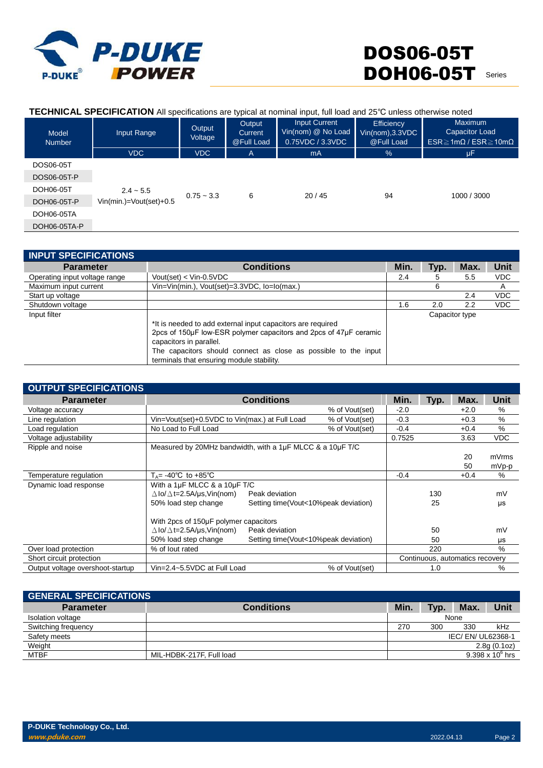# DOS06-05T DOH06-05T Series

**TECHNICAL SPECIFICATION** All specifications are typical at nominal input, full load and 25℃ unless otherwise noted

| Model Number | Input Range | Output Voltage | Output Current @Full Load | Input Current Vin(nom) @ No Load 0.75VDC / 3.3VDC | Efficiency Vin(nom),3.3VDC @Full Load | Maximum Capacitor Load ESR≧1mΩ / ESR≧10mΩ |
|---|---|---|---|---|---|---|
| | VDC | VDC | A | mA | % | μF |
| DOS06-05T | 2.4 ~ 5.5 Vin(min.)=Vout(set)+0.5 | 0.75 ~ 3.3 | 6 | 20 / 45 | 94 | 1000 / 3000 |
| DOS06-05T-P | | | | | | |
| DOH06-05T | | | | | | |
| DOH06-05T-P | | | | | | |
| DOH06-05TA | | | | | | |
| DOH06-05TA-P | | | | | | |

## INPUT SPECIFICATIONS

| Parameter | Conditions | Min. | Typ. | Max. | Unit |
|---|---|---|---|---|---|
| Operating input voltage range | Vout(set) < Vin-0.5VDC | 2.4 | 5 | 5.5 | VDC |
| Maximum input current | Vin=Vin(min.), Vout(set)=3.3VDC, Io=Io(max.) | | 6 | | A |
| Start up voltage | | | | 2.4 | VDC |
| Shutdown voltage | | 1.6 | 2.0 | 2.2 | VDC |
| Input filter | *It is needed to add external input capacitors are required 2pcs of 150μF low-ESR polymer capacitors and 2pcs of 47μF ceramic capacitors in parallel. The capacitors should connect as close as possible to the input terminals that ensuring module stability. | Capacitor type | | | |

## OUTPUT SPECIFICATIONS

| Parameter | Conditions | | Min. | Typ. | Max. | Unit |
|---|---|---|---|---|---|---|
| Voltage accuracy | | % of Vout(set) | -2.0 | | +2.0 | % |
| Line regulation | Vin=Vout(set)+0.5VDC to Vin(max.) at Full Load | % of Vout(set) | -0.3 | | +0.3 | % |
| Load regulation | No Load to Full Load | % of Vout(set) | -0.4 | | +0.4 | % |
| Voltage adjustability | | | 0.7525 | | 3.63 | VDC |
| Ripple and noise | Measured by 20MHz bandwidth, with a 1μF MLCC & a 10μF T/C | | | | 20<br>50 | mVrms<br>mVp-p |
| Temperature regulation | $T_A$= -40℃ to +85℃ | | -0.4 | | +0.4 | % |
| Dynamic load response | With a 1μF MLCC & a 10μF T/C<br>△Io/△t=2.5A/μs,Vin(nom) 50% load step change | Peak deviation<br>Setting time(Vout<10%peak deviation) | | 130<br>25 | | mV<br>μs |
| | With 2pcs of 150μF polymer capacitors<br>△Io/△t=2.5A/μs,Vin(nom) 50% load step change | Peak deviation<br>Setting time(Vout<10%peak deviation) | | 50<br>50 | | mV<br>μs |
| Over load protection | % of Iout rated | | | 220 | | % |
| Short circuit protection | | | Continuous, automatics recovery | | | |
| Output voltage overshoot-startup | Vin=2.4~5.5VDC at Full Load | % of Vout(set) | | 1.0 | | % |

## GENERAL SPECIFICATIONS

| Parameter | Conditions | Min. | Typ. | Max. | Unit |
|---|---|---|---|---|---|
| Isolation voltage | | None | | | |
| Switching frequency | | 270 | 300 | 330 | kHz |
| Safety meets | | IEC/ EN/ UL62368-1 | | | |
| Weight | | 2.8g (0.1oz) | | | |
| MTBF | MIL-HDBK-217F, Full load | $9.398 \times 10^6$ hrs | | | |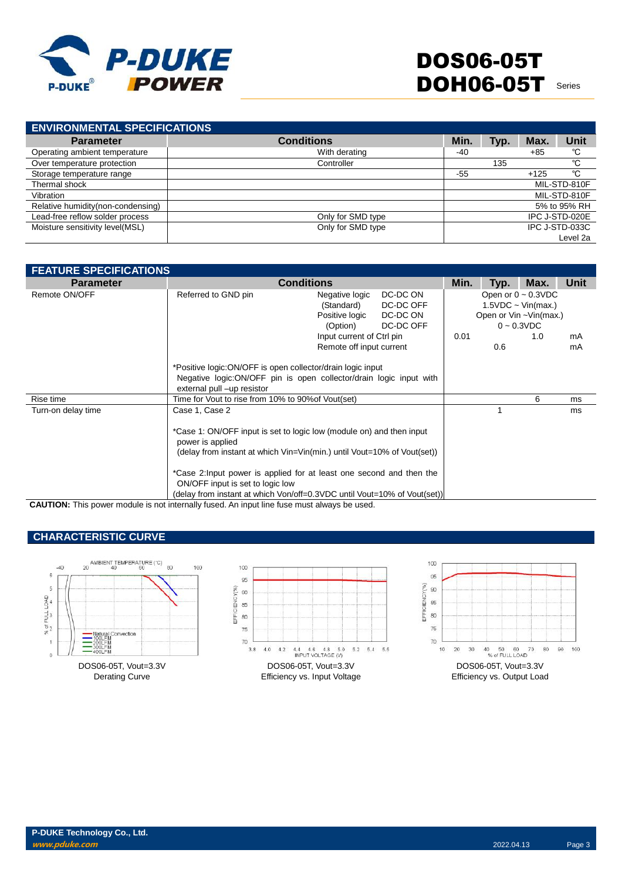## ENVIRONMENTAL SPECIFICATIONS

| Parameter | Conditions | Min. | Typ. | Max. | Unit |
|---|---|---|---|---|---|
| Operating ambient temperature | With derating | -40 | | +85 | ℃ |
| Over temperature protection | Controller | | 135 | | ℃ |
| Storage temperature range | | -55 | | +125 | ℃ |
| Thermal shock | | | | | MIL-STD-810F |
| Vibration | | | | | MIL-STD-810F |
| Relative humidity(non-condensing) | | | | | 5% to 95% RH |
| Lead-free reflow solder process | Only for SMD type | | | | IPC J-STD-020E |
| Moisture sensitivity level(MSL) | Only for SMD type | | | | IPC J-STD-033C Level 2a |

## FEATURE SPECIFICATIONS

| Parameter | Conditions | | | Min. | Typ. | Max. | Unit |
|---|---|---|---|---|---|---|---|
| Remote ON/OFF | Referred to GND pin | Negative logic (Standard) | DC-DC ON | Open or 0 ~ 0.3VDC | | | |
| | | | DC-DC OFF | 1.5VDC ~ Vin(max.) | | | |
| | | Positive logic (Option) | DC-DC ON | Open or Vin ~Vin(max.) | | | |
| | | | DC-DC OFF | 0 ~ 0.3VDC | | | |
| | | Input current of Ctrl pin | | 0.01 | | 1.0 | mA |
| | | Remote off input current | | | 0.6 | | mA |
| | *Positive logic:ON/OFF is open collector/drain logic input<br>Negative logic:ON/OFF pin is open collector/drain logic input with external pull –up resistor | | | | | | |
| Rise time | Time for Vout to rise from 10% to 90%of Vout(set) | | | | | 6 | ms |
| Turn-on delay time | Case 1, Case 2<br><br>*Case 1: ON/OFF input is set to logic low (module on) and then input power is applied<br>(delay from instant at which Vin=Vin(min.) until Vout=10% of Vout(set))<br><br>*Case 2:Input power is applied for at least one second and then the ON/OFF input is set to logic low<br>(delay from instant at which Von/off=0.3VDC until Vout=10% of Vout(set)) | | | | 1 | | ms |

**CAUTION:** This power module is not internally fused. An input line fuse must always be used.

## CHARACTERISTIC CURVE

DOS06-05T, Vout=3.3V
Derating Curve

DOS06-05T, Vout=3.3V
Efficiency vs. Input Voltage

DOS06-05T, Vout=3.3V
Efficiency vs. Output Load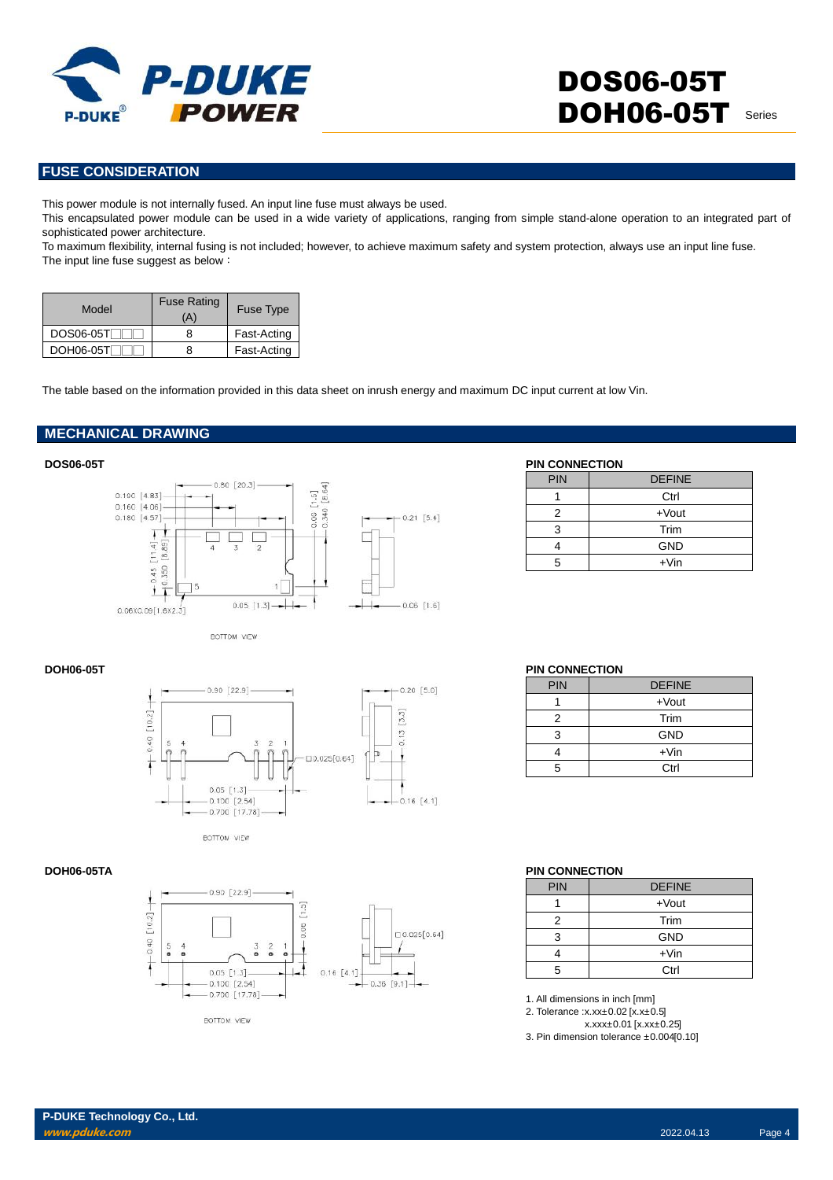## FUSE CONSIDERATION

This power module is not internally fused. An input line fuse must always be used.

This encapsulated power module can be used in a wide variety of applications, ranging from simple stand-alone operation to an integrated part of sophisticated power architecture.

To maximum flexibility, internal fusing is not included; however, to achieve maximum safety and system protection, always use an input line fuse.

The input line fuse suggest as below：

| Model | Fuse Rating (A) | Fuse Type |
|---|---|---|
| DOS06-05T□□□ | 8 | Fast-Acting |
| DOH06-05T□□□ | 8 | Fast-Acting |

The table based on the information provided in this data sheet on inrush energy and maximum DC input current at low Vin.

## MECHANICAL DRAWING

### DOS06-05T

BOTTOM VIEW

**PIN CONNECTION**

| PIN | DEFINE |
|---|---|
| 1 | Ctrl |
| 2 | +Vout |
| 3 | Trim |
| 4 | GND |
| 5 | +Vin |

### DOH06-05T

BOTTOM VIEW

**PIN CONNECTION**

| PIN | DEFINE |
|---|---|
| 1 | +Vout |
| 2 | Trim |
| 3 | GND |
| 4 | +Vin |
| 5 | Ctrl |

### DOH06-05TA

BOTTOM VIEW

**PIN CONNECTION**

| PIN | DEFINE |
|---|---|
| 1 | +Vout |
| 2 | Trim |
| 3 | GND |
| 4 | +Vin |
| 5 | Ctrl |

1. All dimensions in inch [mm]
2. Tolerance :x.xx±0.02 [x.x±0.5]
   x.xxx±0.01 [x.xx±0.25]
3. Pin dimension tolerance ±0.004[0.10]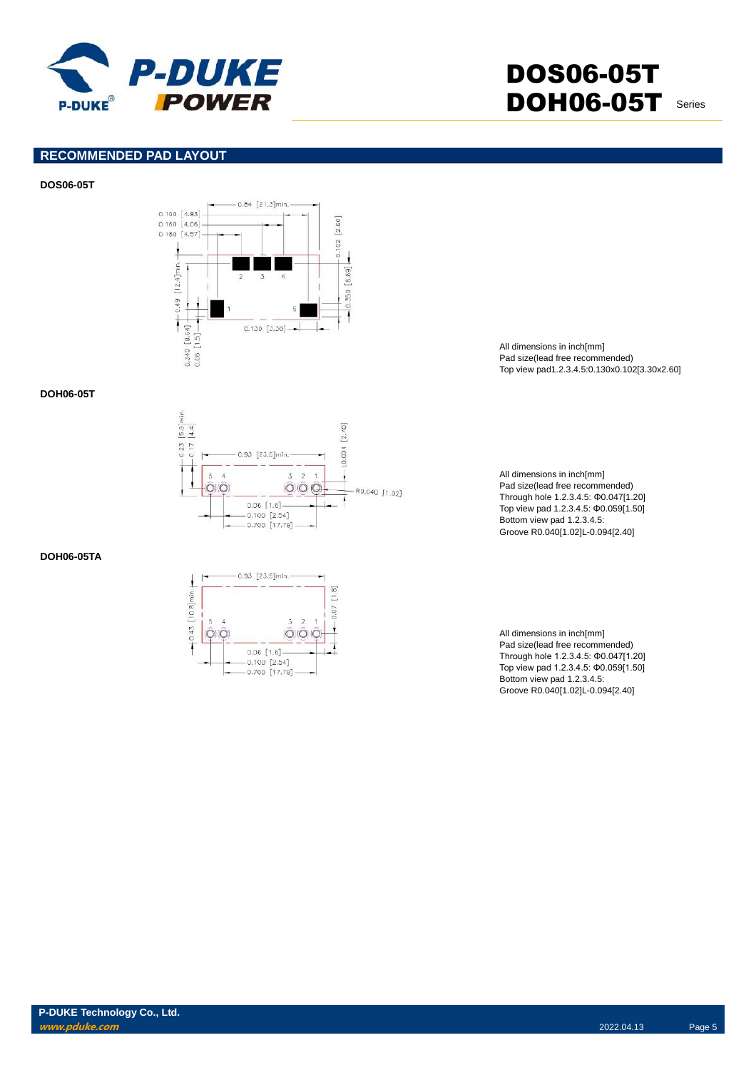## RECOMMENDED PAD LAYOUT

**DOS06-05T**

All dimensions in inch[mm]
Pad size(lead free recommended)
Top view pad1.2.3.4.5:0.130x0.102[3.30x2.60]

**DOH06-05T**

All dimensions in inch[mm]
Pad size(lead free recommended)
Through hole 1.2.3.4.5: Φ0.047[1.20]
Top view pad 1.2.3.4.5: Φ0.059[1.50]
Bottom view pad 1.2.3.4.5:
Groove R0.040[1.02]L-0.094[2.40]

**DOH06-05TA**

All dimensions in inch[mm]
Pad size(lead free recommended)
Through hole 1.2.3.4.5: Φ0.047[1.20]
Top view pad 1.2.3.4.5: Φ0.059[1.50]
Bottom view pad 1.2.3.4.5:
Groove R0.040[1.02]L-0.094[2.40]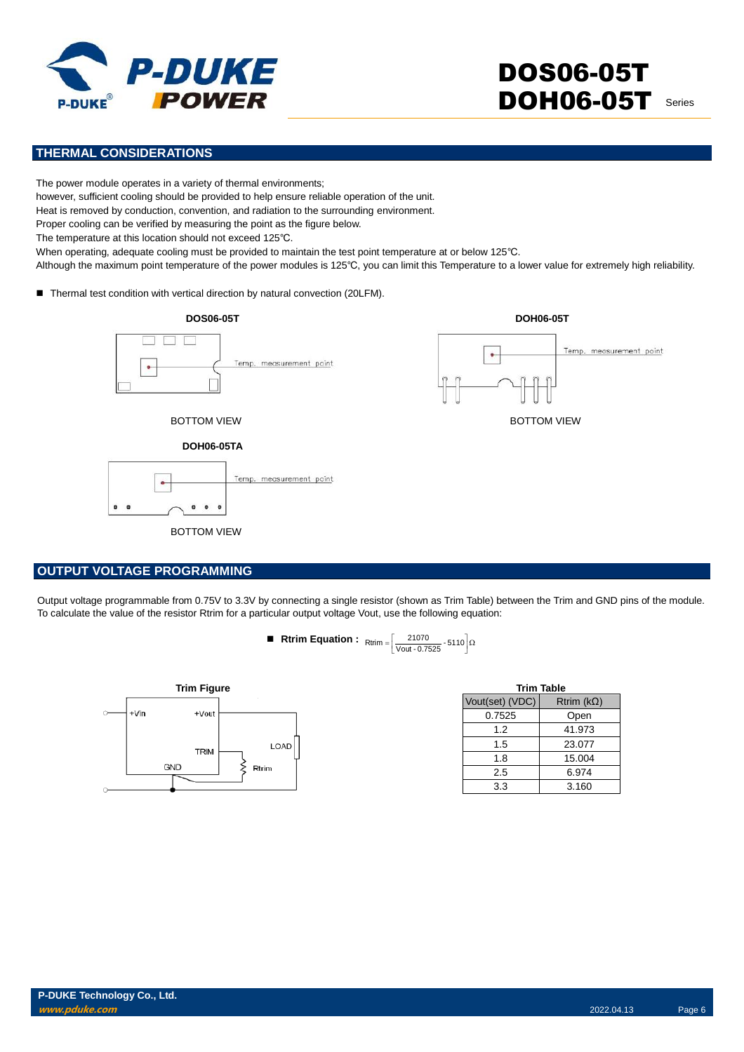## THERMAL CONSIDERATIONS

The power module operates in a variety of thermal environments;
however, sufficient cooling should be provided to help ensure reliable operation of the unit.
Heat is removed by conduction, convention, and radiation to the surrounding environment.
Proper cooling can be verified by measuring the point as the figure below.
The temperature at this location should not exceed 125℃.
When operating, adequate cooling must be provided to maintain the test point temperature at or below 125℃.
Although the maximum point temperature of the power modules is 125℃, you can limit this Temperature to a lower value for extremely high reliability.

- Thermal test condition with vertical direction by natural convection (20LFM).

**DOS06-05T**

Temp. measurement point

BOTTOM VIEW

**DOH06-05T**

Temp. measurement point

BOTTOM VIEW

**DOH06-05TA**

Temp. measurement point

BOTTOM VIEW

## OUTPUT VOLTAGE PROGRAMMING

Output voltage programmable from 0.75V to 3.3V by connecting a single resistor (shown as Trim Table) between the Trim and GND pins of the module.
To calculate the value of the resistor Rtrim for a particular output voltage Vout, use the following equation:

- **Rtrim Equation :** $Rtrim = \left[\frac{21070}{Vout - 0.7525} - 5110\right] \Omega$

**Trim Figure**

+Vin, +Vout, TRIM, GND, LOAD, Rtrim

**Trim Table**

| Vout(set) (VDC) | Rtrim (kΩ) |
|---|---|
| 0.7525 | Open |
| 1.2 | 41.973 |
| 1.5 | 23.077 |
| 1.8 | 15.004 |
| 2.5 | 6.974 |
| 3.3 | 3.160 |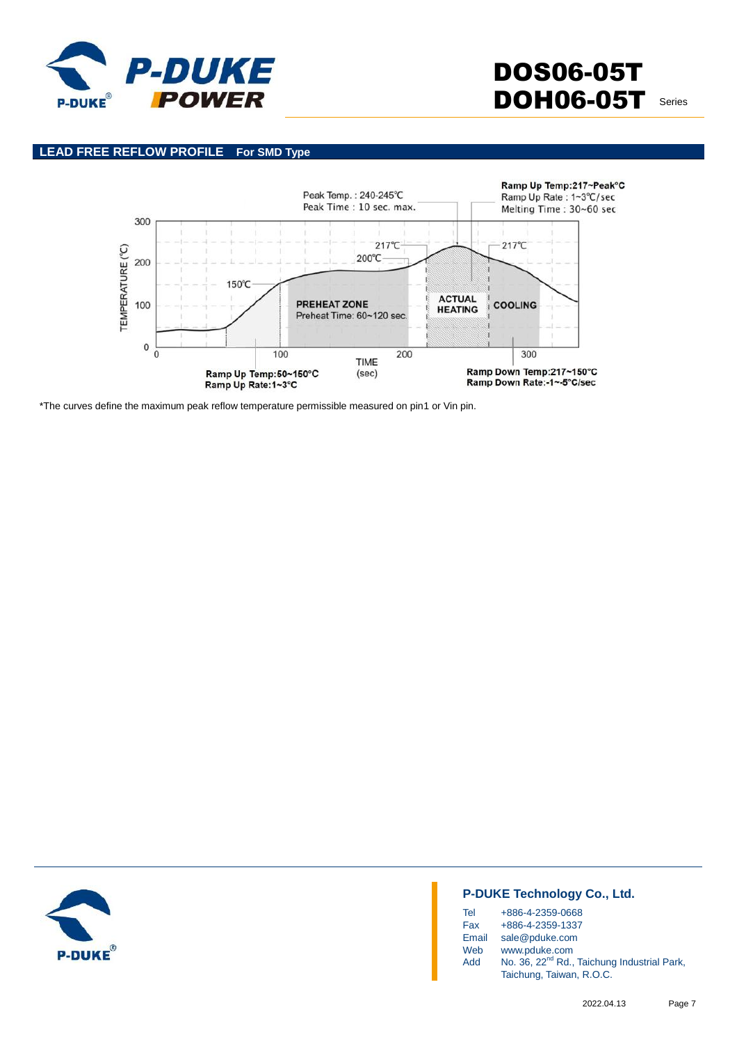## LEAD FREE REFLOW PROFILE For SMD Type

Peak Temp. : 240-245℃
Peak Time : 10 sec. max.

Ramp Up Temp:217~Peak°C
Ramp Up Rate : 1~3℃/sec
Melting Time : 30~60 sec

300
200
100
0

TEMPERATURE (℃)

217℃
200℃
150℃
217℃

PREHEAT ZONE
Preheat Time: 60~120 sec.

ACTUAL HEATING

COOLING

0
100
200
300

TIME (sec)

Ramp Up Temp:50~150°C
Ramp Up Rate:1~3°C

Ramp Down Temp:217~150°C
Ramp Down Rate:-1~-5°C/sec

*The curves define the maximum peak reflow temperature permissible measured on pin1 or Vin pin.

### P-DUKE Technology Co., Ltd.

Tel +886-4-2359-0668
Fax +886-4-2359-1337
Email sale@pduke.com
Web www.pduke.com
Add No. 36, 22nd Rd., Taichung Industrial Park, Taichung, Taiwan, R.O.C.

2022.04.13